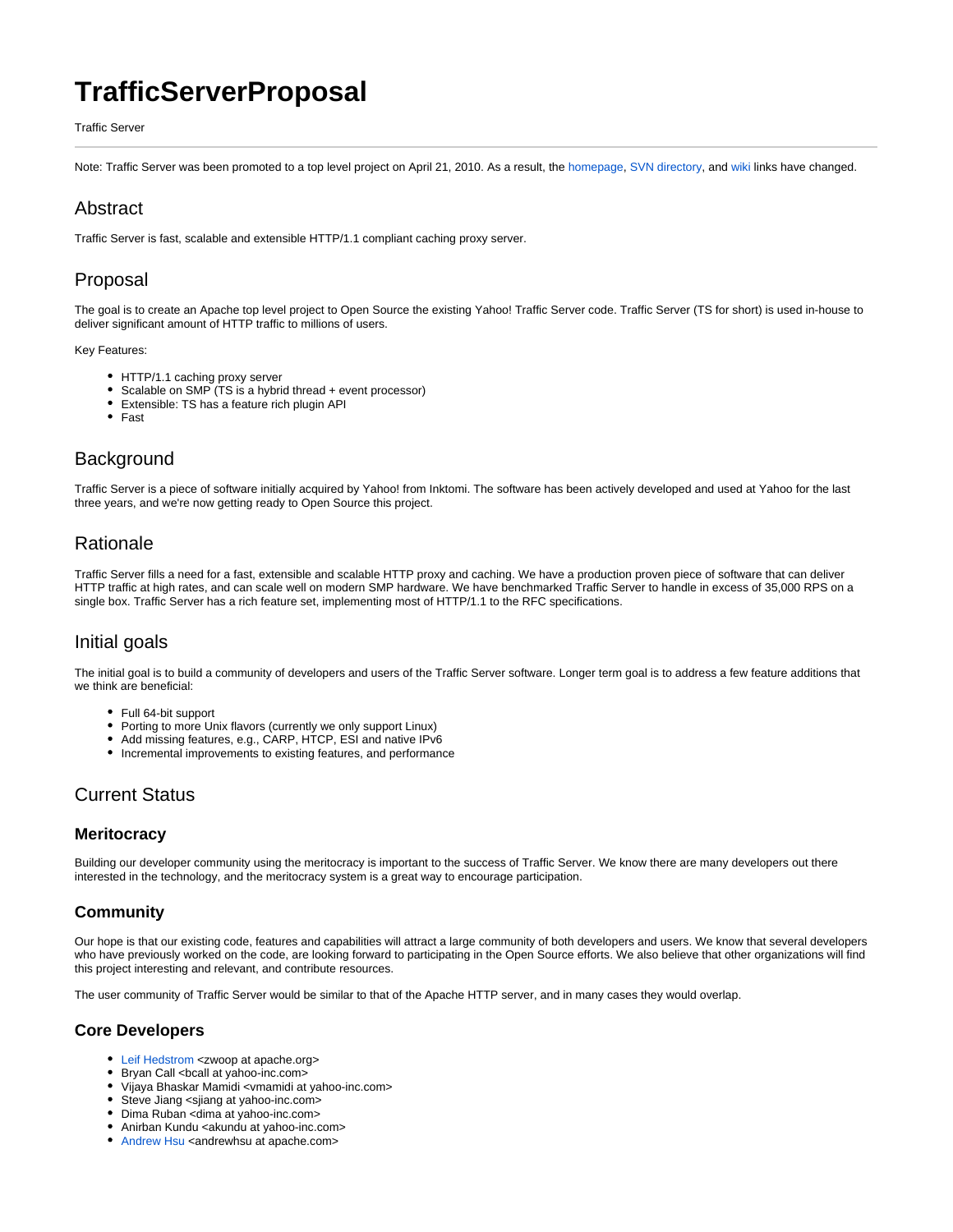# TrafficServerProposal

Traffic Server

---

Note: Traffic Server was been promoted to a top level project on April 21, 2010. As a result, the homepage, SVN directory, and wiki links have changed.

## Abstract

Traffic Server is fast, scalable and extensible HTTP/1.1 compliant caching proxy server.

## Proposal

The goal is to create an Apache top level project to Open Source the existing Yahoo! Traffic Server code. Traffic Server (TS for short) is used in-house to deliver significant amount of HTTP traffic to millions of users.

Key Features:

- HTTP/1.1 caching proxy server
- Scalable on SMP (TS is a hybrid thread + event processor)
- Extensible: TS has a feature rich plugin API
- Fast

## Background

Traffic Server is a piece of software initially acquired by Yahoo! from Inktomi. The software has been actively developed and used at Yahoo for the last three years, and we're now getting ready to Open Source this project.

## Rationale

Traffic Server fills a need for a fast, extensible and scalable HTTP proxy and caching. We have a production proven piece of software that can deliver HTTP traffic at high rates, and can scale well on modern SMP hardware. We have benchmarked Traffic Server to handle in excess of 35,000 RPS on a single box. Traffic Server has a rich feature set, implementing most of HTTP/1.1 to the RFC specifications.

## Initial goals

The initial goal is to build a community of developers and users of the Traffic Server software. Longer term goal is to address a few feature additions that we think are beneficial:

- Full 64-bit support
- Porting to more Unix flavors (currently we only support Linux)
- Add missing features, e.g., CARP, HTCP, ESI and native IPv6
- Incremental improvements to existing features, and performance

## Current Status

### Meritocracy

Building our developer community using the meritocracy is important to the success of Traffic Server. We know there are many developers out there interested in the technology, and the meritocracy system is a great way to encourage participation.

### Community

Our hope is that our existing code, features and capabilities will attract a large community of both developers and users. We know that several developers who have previously worked on the code, are looking forward to participating in the Open Source efforts. We also believe that other organizations will find this project interesting and relevant, and contribute resources.

The user community of Traffic Server would be similar to that of the Apache HTTP server, and in many cases they would overlap.

### Core Developers

- Leif Hedstrom <zwoop at apache.org>
- Bryan Call <bcall at yahoo-inc.com>
- Vijaya Bhaskar Mamidi <vmamidi at yahoo-inc.com>
- Steve Jiang <sjiang at yahoo-inc.com>
- Dima Ruban <dima at yahoo-inc.com>
- Anirban Kundu <akundu at yahoo-inc.com>
- Andrew Hsu <andrewhsu at apache.com>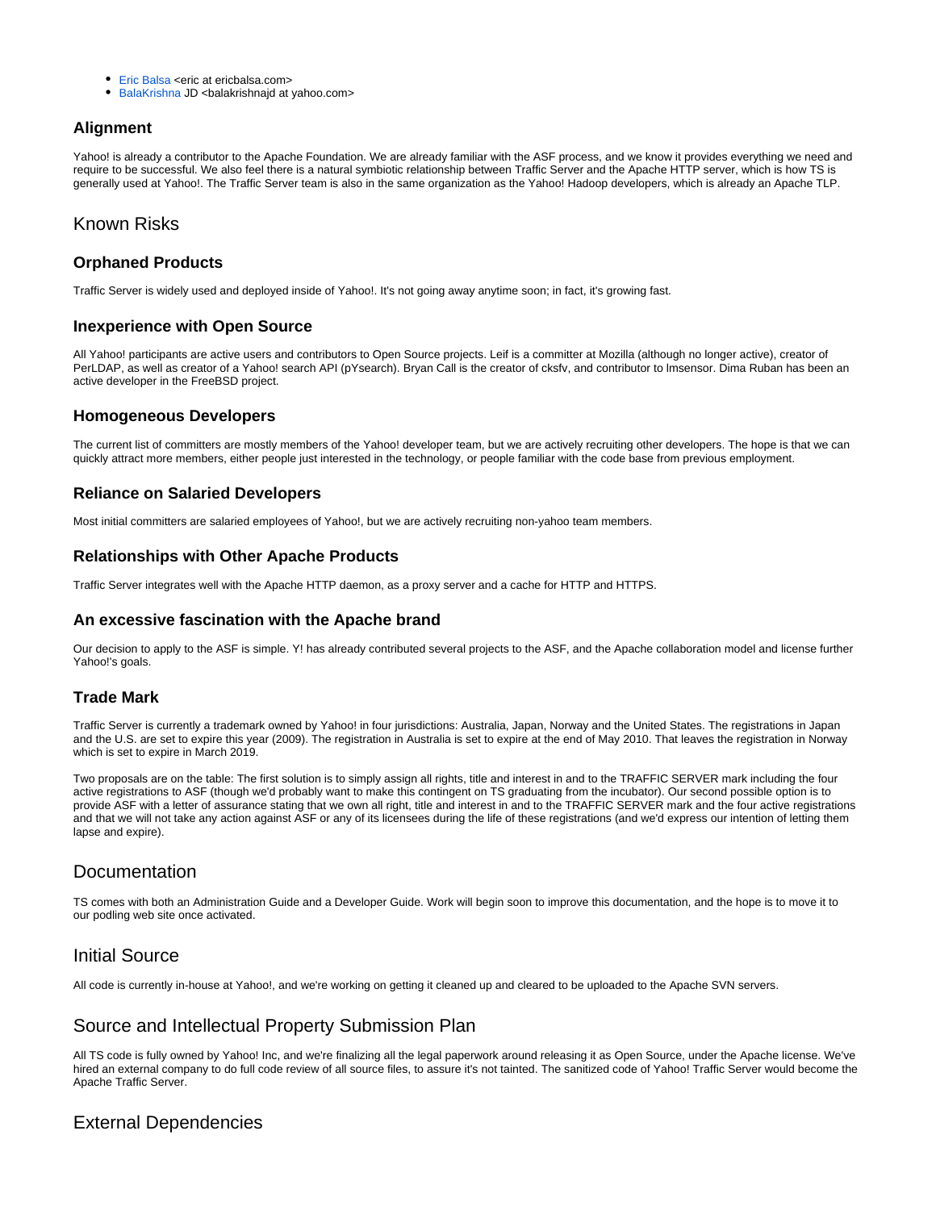- Eric Balsa <eric at ericbalsa.com>
- BalaKrishna JD <balakrishnajd at yahoo.com>

### Alignment

Yahoo! is already a contributor to the Apache Foundation. We are already familiar with the ASF process, and we know it provides everything we need and require to be successful. We also feel there is a natural symbiotic relationship between Traffic Server and the Apache HTTP server, which is how TS is generally used at Yahoo!. The Traffic Server team is also in the same organization as the Yahoo! Hadoop developers, which is already an Apache TLP.

## Known Risks

### Orphaned Products

Traffic Server is widely used and deployed inside of Yahoo!. It's not going away anytime soon; in fact, it's growing fast.

### Inexperience with Open Source

All Yahoo! participants are active users and contributors to Open Source projects. Leif is a committer at Mozilla (although no longer active), creator of PerLDAP, as well as creator of a Yahoo! search API (pYsearch). Bryan Call is the creator of cksfv, and contributor to lmsensor. Dima Ruban has been an active developer in the FreeBSD project.

### Homogeneous Developers

The current list of committers are mostly members of the Yahoo! developer team, but we are actively recruiting other developers. The hope is that we can quickly attract more members, either people just interested in the technology, or people familiar with the code base from previous employment.

### Reliance on Salaried Developers

Most initial committers are salaried employees of Yahoo!, but we are actively recruiting non-yahoo team members.

### Relationships with Other Apache Products

Traffic Server integrates well with the Apache HTTP daemon, as a proxy server and a cache for HTTP and HTTPS.

### An excessive fascination with the Apache brand

Our decision to apply to the ASF is simple. Y! has already contributed several projects to the ASF, and the Apache collaboration model and license further Yahoo!'s goals.

### Trade Mark

Traffic Server is currently a trademark owned by Yahoo! in four jurisdictions: Australia, Japan, Norway and the United States. The registrations in Japan and the U.S. are set to expire this year (2009). The registration in Australia is set to expire at the end of May 2010. That leaves the registration in Norway which is set to expire in March 2019.

Two proposals are on the table: The first solution is to simply assign all rights, title and interest in and to the TRAFFIC SERVER mark including the four active registrations to ASF (though we'd probably want to make this contingent on TS graduating from the incubator). Our second possible option is to provide ASF with a letter of assurance stating that we own all right, title and interest in and to the TRAFFIC SERVER mark and the four active registrations and that we will not take any action against ASF or any of its licensees during the life of these registrations (and we'd express our intention of letting them lapse and expire).

## Documentation

TS comes with both an Administration Guide and a Developer Guide. Work will begin soon to improve this documentation, and the hope is to move it to our podling web site once activated.

## Initial Source

All code is currently in-house at Yahoo!, and we're working on getting it cleaned up and cleared to be uploaded to the Apache SVN servers.

## Source and Intellectual Property Submission Plan

All TS code is fully owned by Yahoo! Inc, and we're finalizing all the legal paperwork around releasing it as Open Source, under the Apache license. We've hired an external company to do full code review of all source files, to assure it's not tainted. The sanitized code of Yahoo! Traffic Server would become the Apache Traffic Server.

## External Dependencies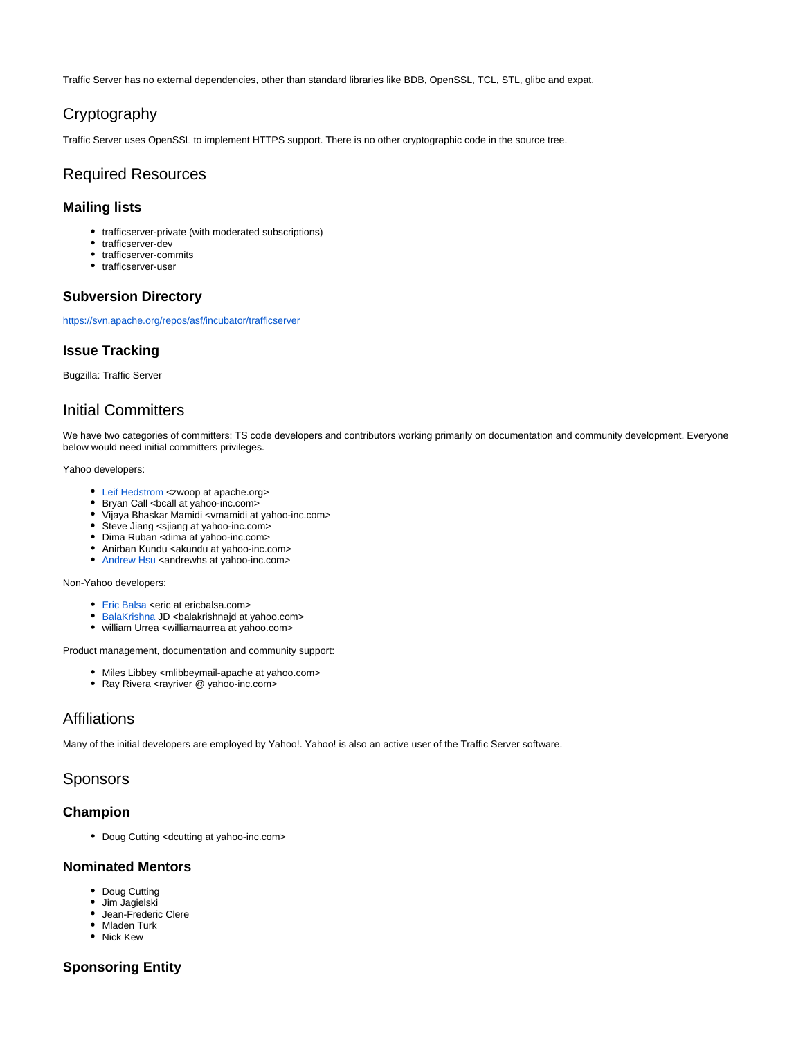Traffic Server has no external dependencies, other than standard libraries like BDB, OpenSSL, TCL, STL, glibc and expat.

## Cryptography

Traffic Server uses OpenSSL to implement HTTPS support. There is no other cryptographic code in the source tree.

## Required Resources

### Mailing lists

- trafficserver-private (with moderated subscriptions)
- trafficserver-dev
- trafficserver-commits
- trafficserver-user

### Subversion Directory

https://svn.apache.org/repos/asf/incubator/trafficserver

### Issue Tracking

Bugzilla: Traffic Server

## Initial Committers

We have two categories of committers: TS code developers and contributors working primarily on documentation and community development. Everyone below would need initial committers privileges.

Yahoo developers:

- Leif Hedstrom <zwoop at apache.org>
- Bryan Call <bcall at yahoo-inc.com>
- Vijaya Bhaskar Mamidi <vmamidi at yahoo-inc.com>
- Steve Jiang <sjiang at yahoo-inc.com>
- Dima Ruban <dima at yahoo-inc.com>
- Anirban Kundu <akundu at yahoo-inc.com>
- Andrew Hsu <andrewhs at yahoo-inc.com>

Non-Yahoo developers:

- Eric Balsa <eric at ericbalsa.com>
- BalaKrishna JD <balakrishnajd at yahoo.com>
- william Urrea <williamaurrea at yahoo.com>

Product management, documentation and community support:

- Miles Libbey <mlibbeymail-apache at yahoo.com>
- Ray Rivera <rayriver @ yahoo-inc.com>

## Affiliations

Many of the initial developers are employed by Yahoo!. Yahoo! is also an active user of the Traffic Server software.

## Sponsors

### Champion

- Doug Cutting <dcutting at yahoo-inc.com>

### Nominated Mentors

- Doug Cutting
- Jim Jagielski
- Jean-Frederic Clere
- Mladen Turk
- Nick Kew

### Sponsoring Entity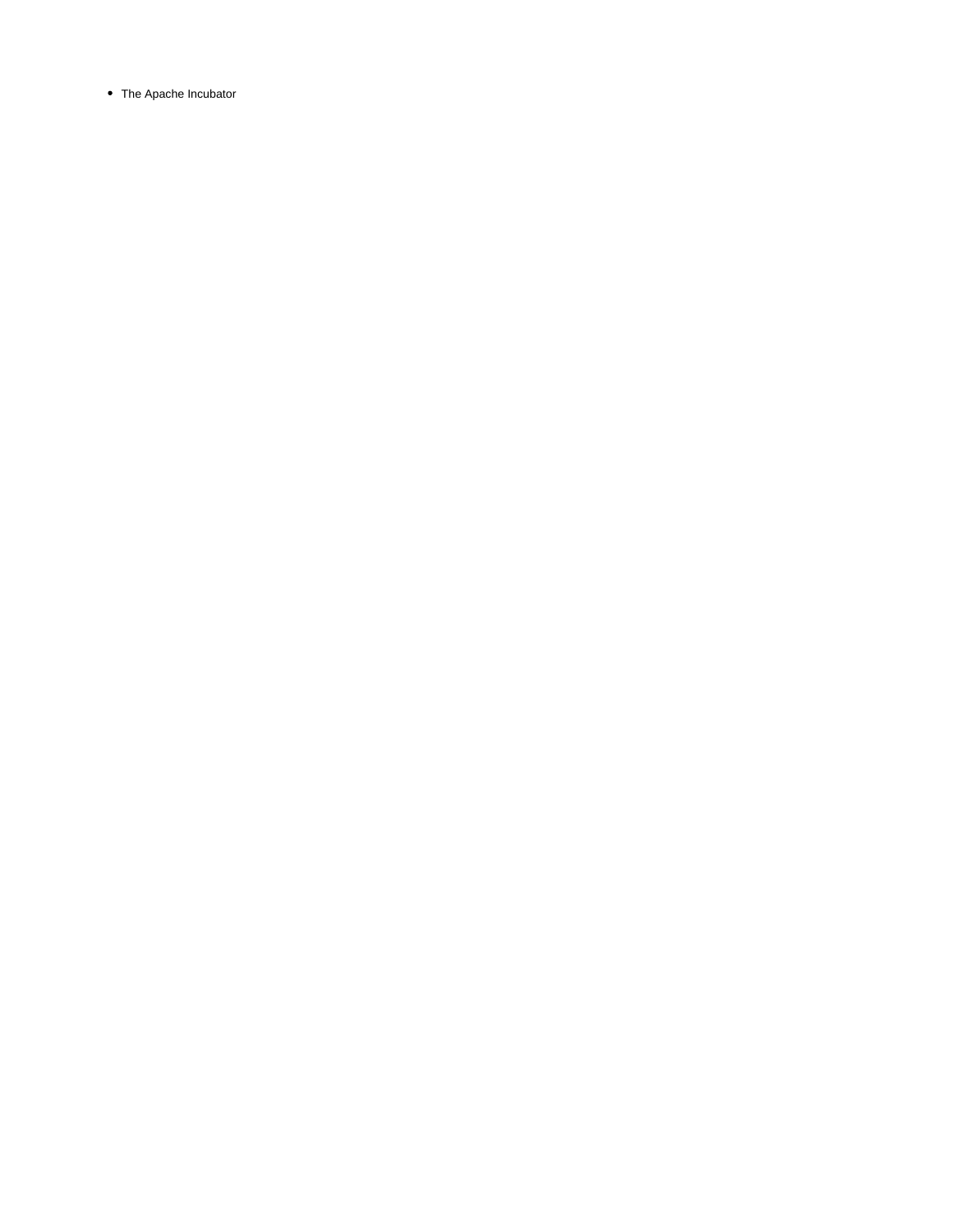- The Apache Incubator